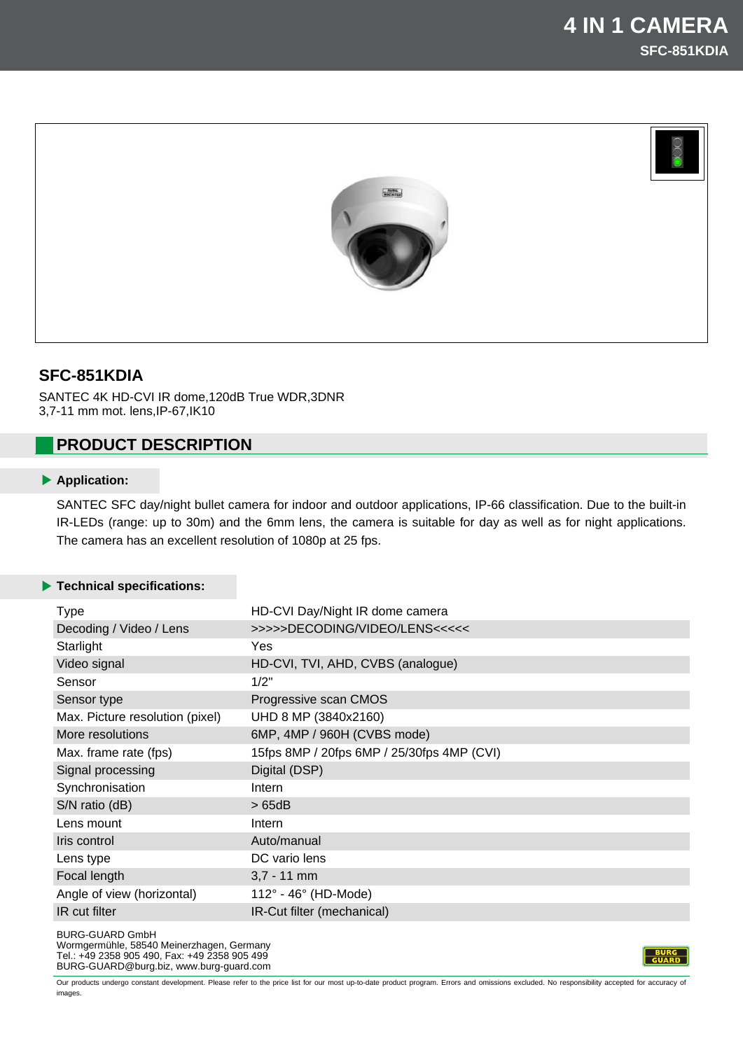# 4 IN 1 CAMERA
**SFC-851KDIA**

## SFC-851KDIA

SANTEC 4K HD-CVI IR dome,120dB True WDR,3DNR
3,7-11 mm mot. lens,IP-67,IK10

## PRODUCT DESCRIPTION

### Application:

SANTEC SFC day/night bullet camera for indoor and outdoor applications, IP-66 classification. Due to the built-in IR-LEDs (range: up to 30m) and the 6mm lens, the camera is suitable for day as well as for night applications. The camera has an excellent resolution of 1080p at 25 fps.

### Technical specifications:

| | |
|---|---|
| Type | HD-CVI Day/Night IR dome camera |
| Decoding / Video / Lens | >>>>>DECODING/VIDEO/LENS<<<<< |
| Starlight | Yes |
| Video signal | HD-CVI, TVI, AHD, CVBS (analogue) |
| Sensor | 1/2" |
| Sensor type | Progressive scan CMOS |
| Max. Picture resolution (pixel) | UHD 8 MP (3840x2160) |
| More resolutions | 6MP, 4MP / 960H (CVBS mode) |
| Max. frame rate (fps) | 15fps 8MP / 20fps 6MP / 25/30fps 4MP (CVI) |
| Signal processing | Digital (DSP) |
| Synchronisation | Intern |
| S/N ratio (dB) | > 65dB |
| Lens mount | Intern |
| Iris control | Auto/manual |
| Lens type | DC vario lens |
| Focal length | 3,7 - 11 mm |
| Angle of view (horizontal) | 112° - 46° (HD-Mode) |
| IR cut filter | IR-Cut filter (mechanical) |

BURG-GUARD GmbH
Wormgermühle, 58540 Meinerzhagen, Germany
Tel.: +49 2358 905 490, Fax: +49 2358 905 499
BURG-GUARD@burg.biz, www.burg-guard.com

Our products undergo constant development. Please refer to the price list for our most up-to-date product program. Errors and omissions excluded. No responsibility accepted for accuracy of images.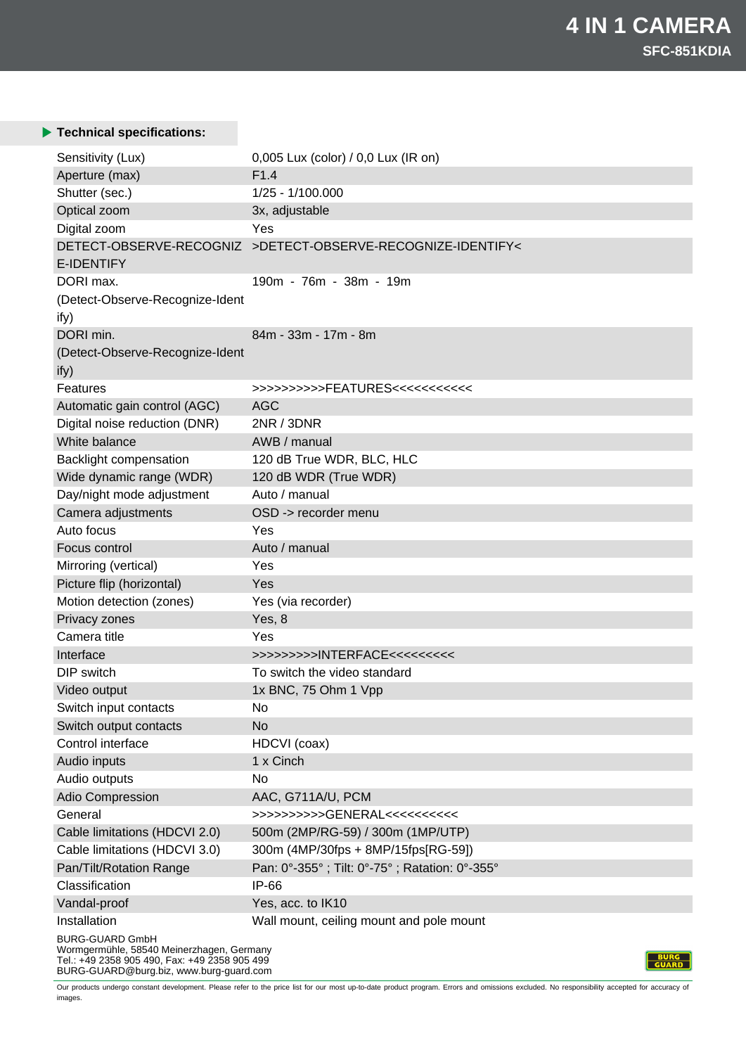# 4 IN 1 CAMERA

## SFC-851KDIA

### Technical specifications:

| | |
|---|---|
| Sensitivity (Lux) | 0,005 Lux (color) / 0,0 Lux (IR on) |
| Aperture (max) | F1.4 |
| Shutter (sec.) | 1/25 - 1/100.000 |
| Optical zoom | 3x, adjustable |
| Digital zoom | Yes |
| DETECT-OBSERVE-RECOGNIZE-IDENTIFY | >DETECT-OBSERVE-RECOGNIZE-IDENTIFY< |
| DORI max. (Detect-Observe-Recognize-Identify) | 190m - 76m - 38m - 19m |
| DORI min. (Detect-Observe-Recognize-Identify) | 84m - 33m - 17m - 8m |
| Features | >>>>>>>>>>FEATURES<<<<<<<<<<< |
| Automatic gain control (AGC) | AGC |
| Digital noise reduction (DNR) | 2NR / 3DNR |
| White balance | AWB / manual |
| Backlight compensation | 120 dB True WDR, BLC, HLC |
| Wide dynamic range (WDR) | 120 dB WDR (True WDR) |
| Day/night mode adjustment | Auto / manual |
| Camera adjustments | OSD -> recorder menu |
| Auto focus | Yes |
| Focus control | Auto / manual |
| Mirroring (vertical) | Yes |
| Picture flip (horizontal) | Yes |
| Motion detection (zones) | Yes (via recorder) |
| Privacy zones | Yes, 8 |
| Camera title | Yes |
| Interface | >>>>>>>>>INTERFACE<<<<<<<<< |
| DIP switch | To switch the video standard |
| Video output | 1x BNC, 75 Ohm 1 Vpp |
| Switch input contacts | No |
| Switch output contacts | No |
| Control interface | HDCVI (coax) |
| Audio inputs | 1 x Cinch |
| Audio outputs | No |
| Adio Compression | AAC, G711A/U, PCM |
| General | >>>>>>>>>>GENERAL<<<<<<<<<< |
| Cable limitations (HDCVI 2.0) | 500m (2MP/RG-59) / 300m (1MP/UTP) |
| Cable limitations (HDCVI 3.0) | 300m (4MP/30fps + 8MP/15fps[RG-59]) |
| Pan/Tilt/Rotation Range | Pan: 0°-355° ; Tilt: 0°-75° ; Ratation: 0°-355° |
| Classification | IP-66 |
| Vandal-proof | Yes, acc. to IK10 |
| Installation | Wall mount, ceiling mount and pole mount |

BURG-GUARD GmbH
Wormgermühle, 58540 Meinerzhagen, Germany
Tel.: +49 2358 905 490, Fax: +49 2358 905 499
BURG-GUARD@burg.biz, www.burg-guard.com

Our products undergo constant development. Please refer to the price list for our most up-to-date product program. Errors and omissions excluded. No responsibility accepted for accuracy of images.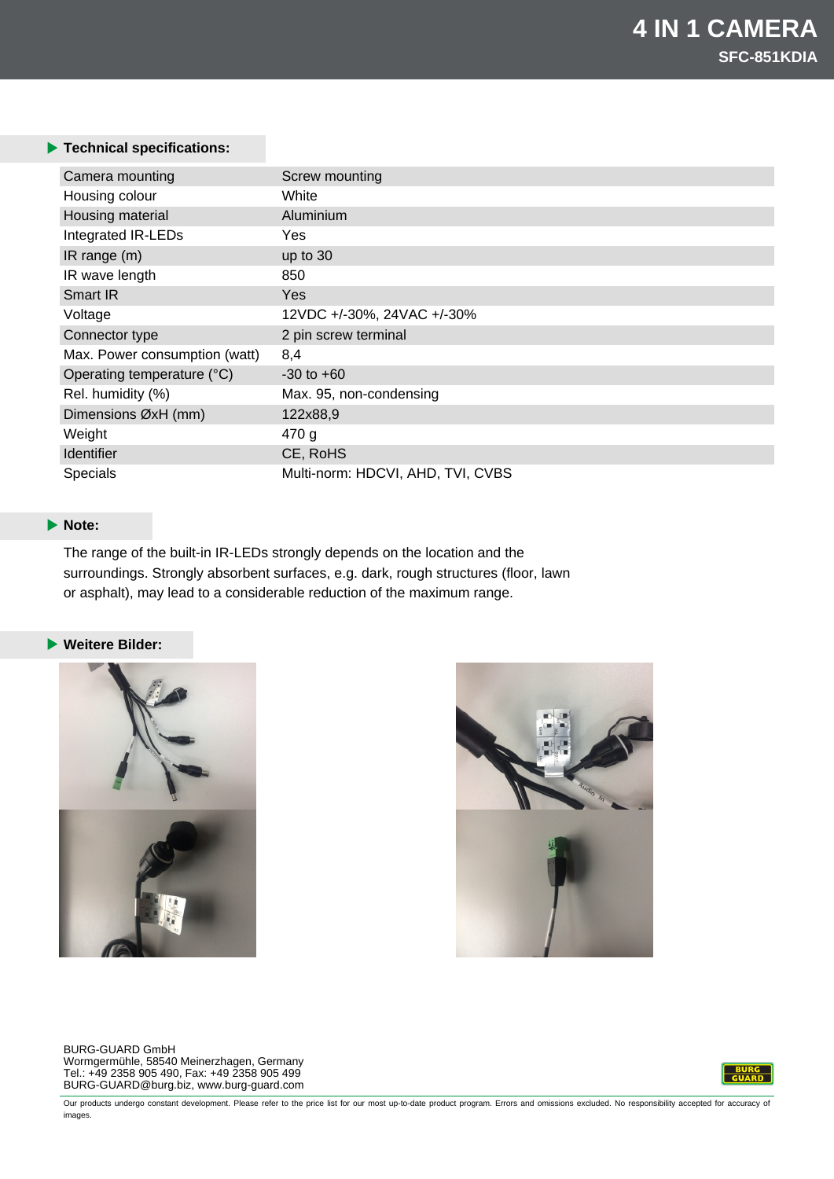# 4 IN 1 CAMERA

**SFC-851KDIA**

## Technical specifications:

| | |
|---|---|
| Camera mounting | Screw mounting |
| Housing colour | White |
| Housing material | Aluminium |
| Integrated IR-LEDs | Yes |
| IR range (m) | up to 30 |
| IR wave length | 850 |
| Smart IR | Yes |
| Voltage | 12VDC +/-30%, 24VAC +/-30% |
| Connector type | 2 pin screw terminal |
| Max. Power consumption (watt) | 8,4 |
| Operating temperature (°C) | -30 to +60 |
| Rel. humidity (%) | Max. 95, non-condensing |
| Dimensions ØxH (mm) | 122x88,9 |
| Weight | 470 g |
| Identifier | CE, RoHS |
| Specials | Multi-norm: HDCVI, AHD, TVI, CVBS |

## Note:

The range of the built-in IR-LEDs strongly depends on the location and the surroundings. Strongly absorbent surfaces, e.g. dark, rough structures (floor, lawn or asphalt), may lead to a considerable reduction of the maximum range.

## Weitere Bilder:

BURG-GUARD GmbH
Wormgermühle, 58540 Meinerzhagen, Germany
Tel.: +49 2358 905 490, Fax: +49 2358 905 499
BURG-GUARD@burg.biz, www.burg-guard.com

Our products undergo constant development. Please refer to the price list for our most up-to-date product program. Errors and omissions excluded. No responsibility accepted for accuracy of images.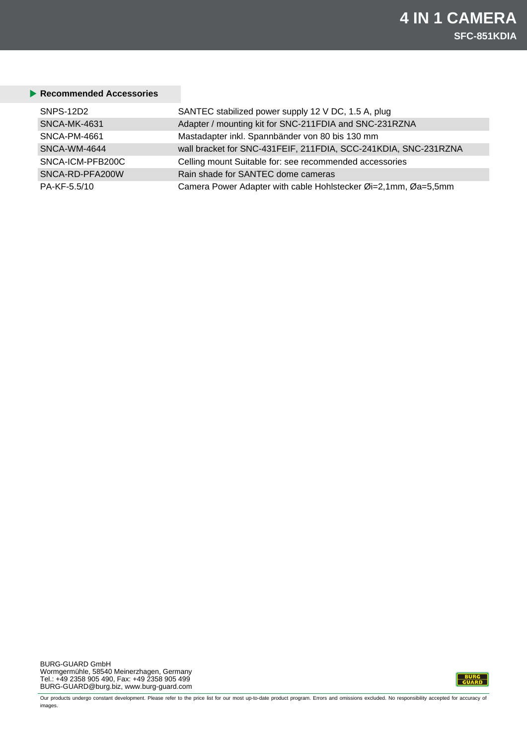## Recommended Accessories

| | |
|---|---|
| SNPS-12D2 | SANTEC stabilized power supply 12 V DC, 1.5 A, plug |
| SNCA-MK-4631 | Adapter / mounting kit for SNC-211FDIA and SNC-231RZNA |
| SNCA-PM-4661 | Mastadapter inkl. Spannbänder von 80 bis 130 mm |
| SNCA-WM-4644 | wall bracket for SNC-431FEIF, 211FDIA, SCC-241KDIA, SNC-231RZNA |
| SNCA-ICM-PFB200C | Celling mount Suitable for: see recommended accessories |
| SNCA-RD-PFA200W | Rain shade for SANTEC dome cameras |
| PA-KF-5.5/10 | Camera Power Adapter with cable Hohlstecker Øi=2,1mm, Øa=5,5mm |